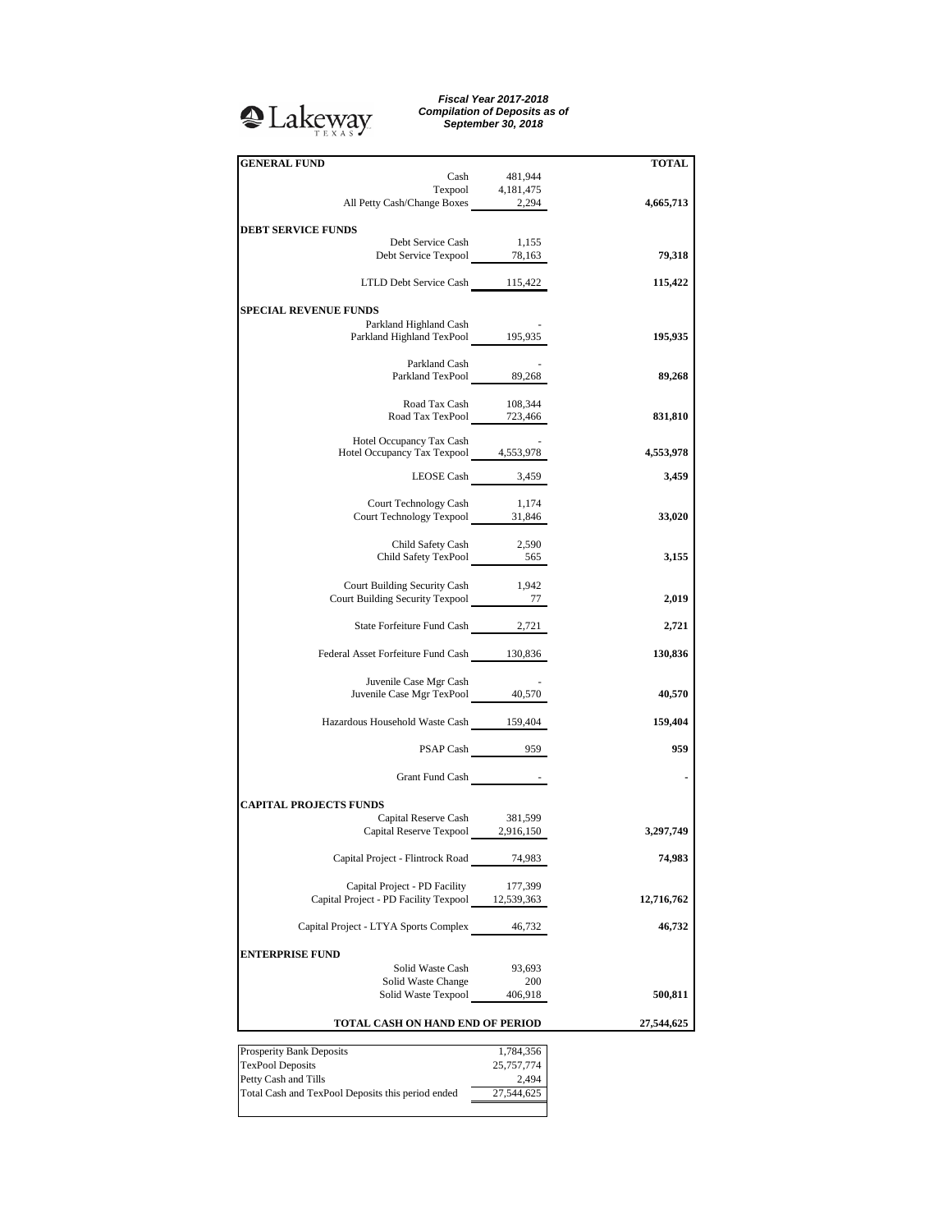Lakeway TEXAS

***Fiscal Year 2017-2018***
***Compilation of Deposits as of***
***September 30, 2018***

| | | TOTAL |
|---|---|---|
| **GENERAL FUND** | | |
| Cash | 481,944 | |
| Texpool | 4,181,475 | |
| All Petty Cash/Change Boxes | 2,294 | **4,665,713** |
| **DEBT SERVICE FUNDS** | | |
| Debt Service Cash | 1,155 | |
| Debt Service Texpool | 78,163 | **79,318** |
| LTLD Debt Service Cash | 115,422 | **115,422** |
| **SPECIAL REVENUE FUNDS** | | |
| Parkland Highland Cash | - | |
| Parkland Highland TexPool | 195,935 | **195,935** |
| Parkland Cash | - | |
| Parkland TexPool | 89,268 | **89,268** |
| Road Tax Cash | 108,344 | |
| Road Tax TexPool | 723,466 | **831,810** |
| Hotel Occupancy Tax Cash | - | |
| Hotel Occupancy Tax Texpool | 4,553,978 | **4,553,978** |
| LEOSE Cash | 3,459 | **3,459** |
| Court Technology Cash | 1,174 | |
| Court Technology Texpool | 31,846 | **33,020** |
| Child Safety Cash | 2,590 | |
| Child Safety TexPool | 565 | **3,155** |
| Court Building Security Cash | 1,942 | |
| Court Building Security Texpool | 77 | **2,019** |
| State Forfeiture Fund Cash | 2,721 | **2,721** |
| Federal Asset Forfeiture Fund Cash | 130,836 | **130,836** |
| Juvenile Case Mgr Cash | - | |
| Juvenile Case Mgr TexPool | 40,570 | **40,570** |
| Hazardous Household Waste Cash | 159,404 | **159,404** |
| PSAP Cash | 959 | **959** |
| Grant Fund Cash | - | **-** |
| **CAPITAL PROJECTS FUNDS** | | |
| Capital Reserve Cash | 381,599 | |
| Capital Reserve Texpool | 2,916,150 | **3,297,749** |
| Capital Project - Flintrock Road | 74,983 | **74,983** |
| Capital Project - PD Facility | 177,399 | |
| Capital Project - PD Facility Texpool | 12,539,363 | **12,716,762** |
| Capital Project - LTYA Sports Complex | 46,732 | **46,732** |
| **ENTERPRISE FUND** | | |
| Solid Waste Cash | 93,693 | |
| Solid Waste Change | 200 | |
| Solid Waste Texpool | 406,918 | **500,811** |
| **TOTAL CASH ON HAND END OF PERIOD** | | **27,544,625** |

| | |
|---|---|
| Prosperity Bank Deposits | 1,784,356 |
| TexPool Deposits | 25,757,774 |
| Petty Cash and Tills | 2,494 |
| Total Cash and TexPool Deposits this period ended | 27,544,625 |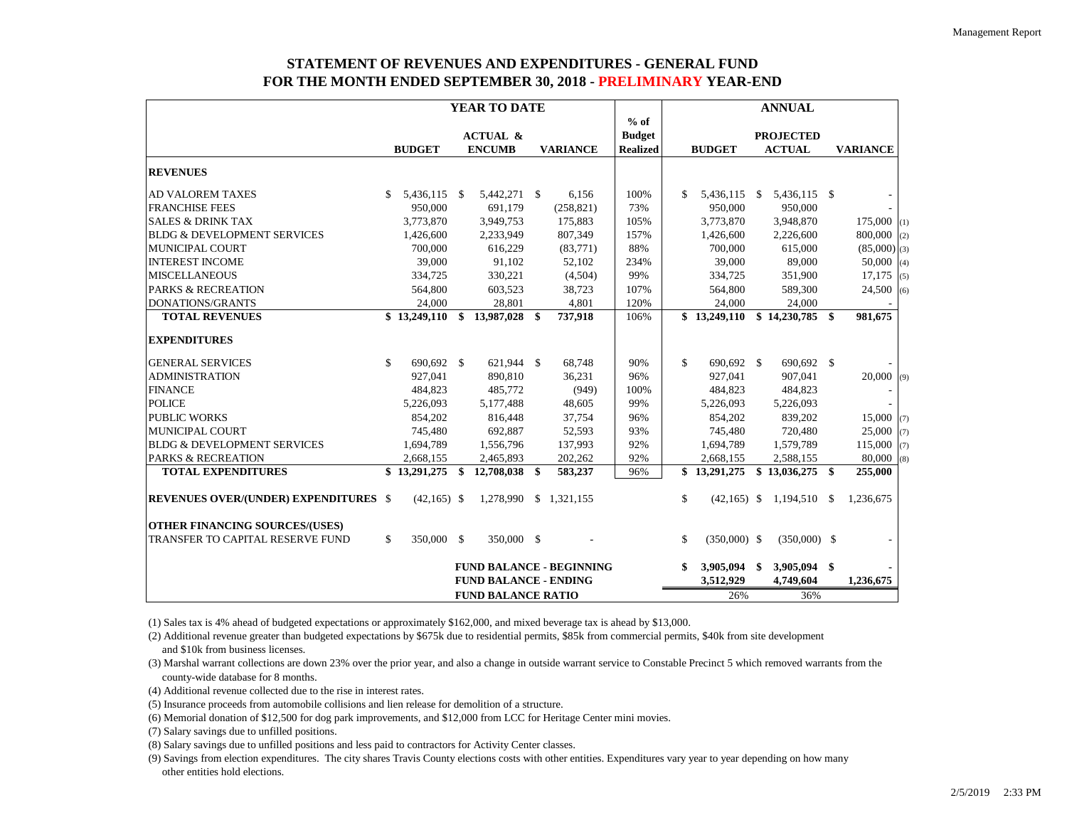## STATEMENT OF REVENUES AND EXPENDITURES - GENERAL FUND
## FOR THE MONTH ENDED SEPTEMBER 30, 2018 - PRELIMINARY YEAR-END

| | YEAR TO DATE | | | | ANNUAL | | | |
|---|---|---|---|---|---|---|---|---|
| | BUDGET | ACTUAL & ENCUMB | VARIANCE | % of Budget Realized | BUDGET | PROJECTED ACTUAL | VARIANCE | |
| **REVENUES** | | | | | | | | |
| AD VALOREM TAXES | $ 5,436,115 | $ 5,442,271 | $ 6,156 | 100% | $ 5,436,115 | $ 5,436,115 | $ - | |
| FRANCHISE FEES | 950,000 | 691,179 | (258,821) | 73% | 950,000 | 950,000 | - | |
| SALES & DRINK TAX | 3,773,870 | 3,949,753 | 175,883 | 105% | 3,773,870 | 3,948,870 | 175,000 | (1) |
| BLDG & DEVELOPMENT SERVICES | 1,426,600 | 2,233,949 | 807,349 | 157% | 1,426,600 | 2,226,600 | 800,000 | (2) |
| MUNICIPAL COURT | 700,000 | 616,229 | (83,771) | 88% | 700,000 | 615,000 | (85,000) | (3) |
| INTEREST INCOME | 39,000 | 91,102 | 52,102 | 234% | 39,000 | 89,000 | 50,000 | (4) |
| MISCELLANEOUS | 334,725 | 330,221 | (4,504) | 99% | 334,725 | 351,900 | 17,175 | (5) |
| PARKS & RECREATION | 564,800 | 603,523 | 38,723 | 107% | 564,800 | 589,300 | 24,500 | (6) |
| DONATIONS/GRANTS | 24,000 | 28,801 | 4,801 | 120% | 24,000 | 24,000 | - | |
| **TOTAL REVENUES** | **$ 13,249,110** | **$ 13,987,028** | **$ 737,918** | 106% | **$ 13,249,110** | **$ 14,230,785** | **$ 981,675** | |
| **EXPENDITURES** | | | | | | | | |
| GENERAL SERVICES | $ 690,692 | $ 621,944 | $ 68,748 | 90% | $ 690,692 | $ 690,692 | $ - | |
| ADMINISTRATION | 927,041 | 890,810 | 36,231 | 96% | 927,041 | 907,041 | 20,000 | (9) |
| FINANCE | 484,823 | 485,772 | (949) | 100% | 484,823 | 484,823 | - | |
| POLICE | 5,226,093 | 5,177,488 | 48,605 | 99% | 5,226,093 | 5,226,093 | - | |
| PUBLIC WORKS | 854,202 | 816,448 | 37,754 | 96% | 854,202 | 839,202 | 15,000 | (7) |
| MUNICIPAL COURT | 745,480 | 692,887 | 52,593 | 93% | 745,480 | 720,480 | 25,000 | (7) |
| BLDG & DEVELOPMENT SERVICES | 1,694,789 | 1,556,796 | 137,993 | 92% | 1,694,789 | 1,579,789 | 115,000 | (7) |
| PARKS & RECREATION | 2,668,155 | 2,465,893 | 202,262 | 92% | 2,668,155 | 2,588,155 | 80,000 | (8) |
| **TOTAL EXPENDITURES** | **$ 13,291,275** | **$ 12,708,038** | **$ 583,237** | 96% | **$ 13,291,275** | **$ 13,036,275** | **$ 255,000** | |
| **REVENUES OVER/(UNDER) EXPENDITURES** | $ (42,165) | $ 1,278,990 | $ 1,321,155 | | $ (42,165) | $ 1,194,510 | $ 1,236,675 | |
| **OTHER FINANCING SOURCES/(USES)** | | | | | | | | |
| TRANSFER TO CAPITAL RESERVE FUND | $ 350,000 | $ 350,000 | $ - | | $ (350,000) | $ (350,000) | $ - | |
| | | **FUND BALANCE - BEGINNING** | | | **$ 3,905,094** | **$ 3,905,094** | **$ -** | |
| | | **FUND BALANCE - ENDING** | | | **3,512,929** | **4,749,604** | **1,236,675** | |
| | | **FUND BALANCE RATIO** | | | 26% | 36% | | |

(1) Sales tax is 4% ahead of budgeted expectations or approximately $162,000, and mixed beverage tax is ahead by $13,000.

(2) Additional revenue greater than budgeted expectations by $675k due to residential permits, $85k from commercial permits, $40k from site development and $10k from business licenses.

(3) Marshal warrant collections are down 23% over the prior year, and also a change in outside warrant service to Constable Precinct 5 which removed warrants from the county-wide database for 8 months.

(4) Additional revenue collected due to the rise in interest rates.

(5) Insurance proceeds from automobile collisions and lien release for demolition of a structure.

(6) Memorial donation of $12,500 for dog park improvements, and $12,000 from LCC for Heritage Center mini movies.

(7) Salary savings due to unfilled positions.

(8) Salary savings due to unfilled positions and less paid to contractors for Activity Center classes.

(9) Savings from election expenditures. The city shares Travis County elections costs with other entities. Expenditures vary year to year depending on how many other entities hold elections.